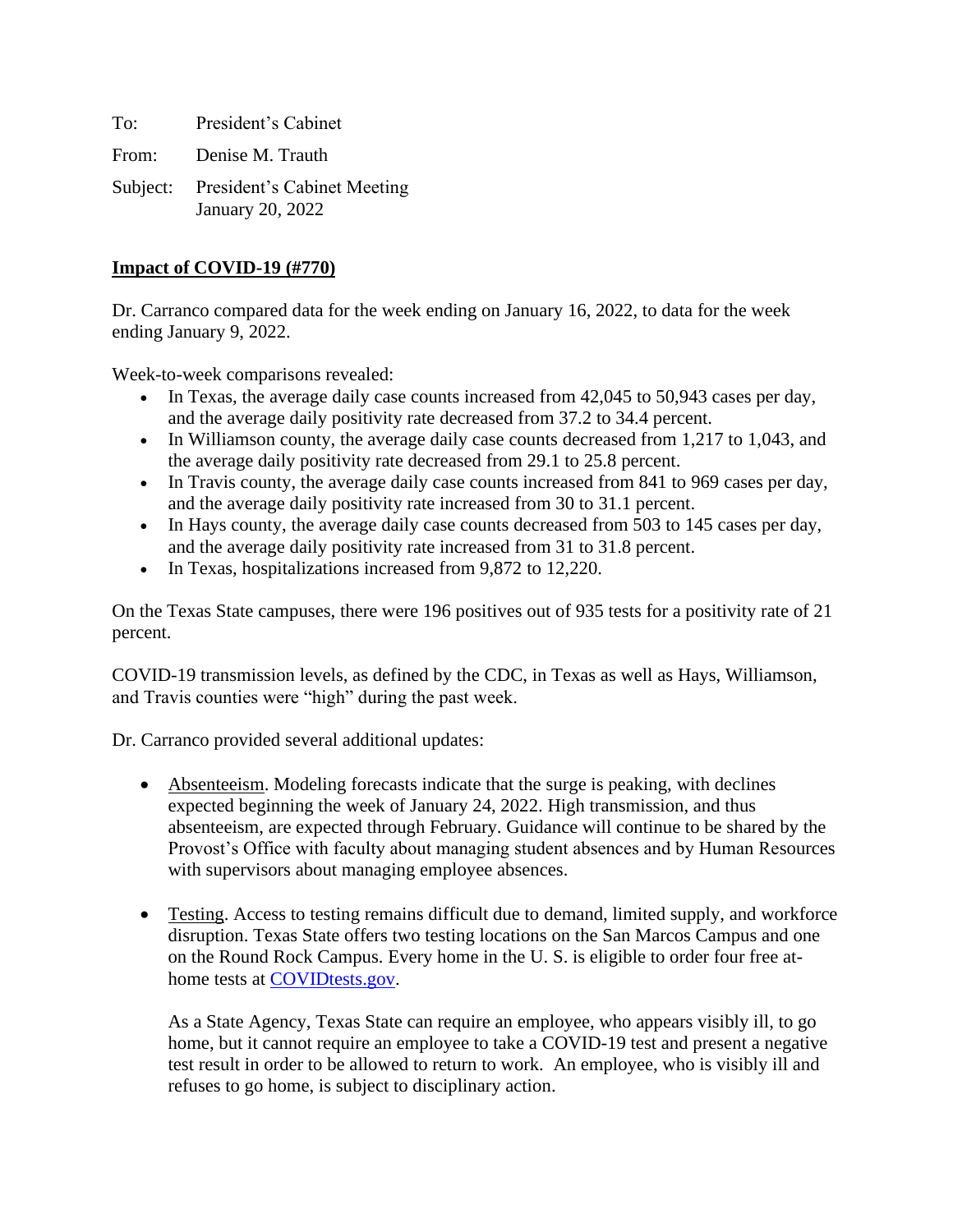To: President's Cabinet

From: Denise M. Trauth

Subject: President's Cabinet Meeting
January 20, 2022

**<u>Impact of COVID-19 (#770)</u>**

Dr. Carranco compared data for the week ending on January 16, 2022, to data for the week ending January 9, 2022.

Week-to-week comparisons revealed:

- In Texas, the average daily case counts increased from 42,045 to 50,943 cases per day, and the average daily positivity rate decreased from 37.2 to 34.4 percent.
- In Williamson county, the average daily case counts decreased from 1,217 to 1,043, and the average daily positivity rate decreased from 29.1 to 25.8 percent.
- In Travis county, the average daily case counts increased from 841 to 969 cases per day, and the average daily positivity rate increased from 30 to 31.1 percent.
- In Hays county, the average daily case counts decreased from 503 to 145 cases per day, and the average daily positivity rate increased from 31 to 31.8 percent.
- In Texas, hospitalizations increased from 9,872 to 12,220.

On the Texas State campuses, there were 196 positives out of 935 tests for a positivity rate of 21 percent.

COVID-19 transmission levels, as defined by the CDC, in Texas as well as Hays, Williamson, and Travis counties were "high" during the past week.

Dr. Carranco provided several additional updates:

- <u>Absenteeism</u>. Modeling forecasts indicate that the surge is peaking, with declines expected beginning the week of January 24, 2022. High transmission, and thus absenteeism, are expected through February. Guidance will continue to be shared by the Provost's Office with faculty about managing student absences and by Human Resources with supervisors about managing employee absences.

- <u>Testing</u>. Access to testing remains difficult due to demand, limited supply, and workforce disruption. Texas State offers two testing locations on the San Marcos Campus and one on the Round Rock Campus. Every home in the U. S. is eligible to order four free at-home tests at [COVIDtests.gov](https://COVIDtests.gov).

  As a State Agency, Texas State can require an employee, who appears visibly ill, to go home, but it cannot require an employee to take a COVID-19 test and present a negative test result in order to be allowed to return to work. An employee, who is visibly ill and refuses to go home, is subject to disciplinary action.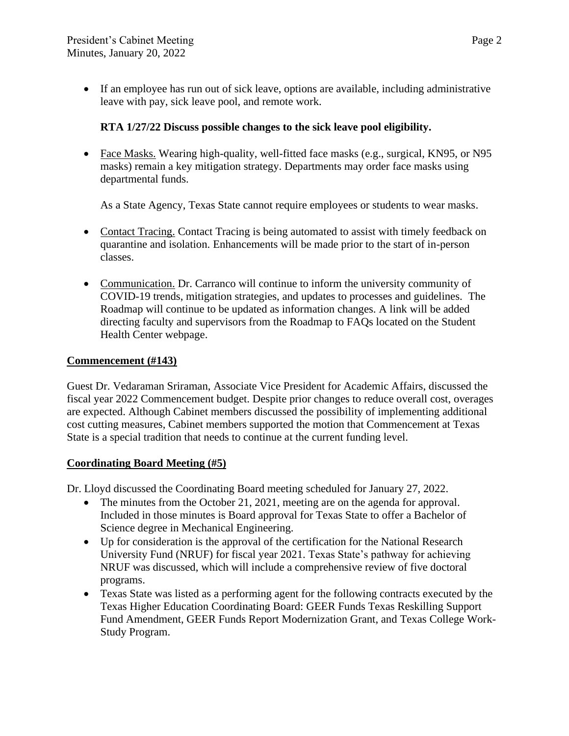- If an employee has run out of sick leave, options are available, including administrative leave with pay, sick leave pool, and remote work.

  **RTA 1/27/22 Discuss possible changes to the sick leave pool eligibility.**

- Face Masks. Wearing high-quality, well-fitted face masks (e.g., surgical, KN95, or N95 masks) remain a key mitigation strategy. Departments may order face masks using departmental funds.

  As a State Agency, Texas State cannot require employees or students to wear masks.

- Contact Tracing. Contact Tracing is being automated to assist with timely feedback on quarantine and isolation. Enhancements will be made prior to the start of in-person classes.

- Communication. Dr. Carranco will continue to inform the university community of COVID-19 trends, mitigation strategies, and updates to processes and guidelines. The Roadmap will continue to be updated as information changes. A link will be added directing faculty and supervisors from the Roadmap to FAQs located on the Student Health Center webpage.

**Commencement (#143)**

Guest Dr. Vedaraman Sriraman, Associate Vice President for Academic Affairs, discussed the fiscal year 2022 Commencement budget. Despite prior changes to reduce overall cost, overages are expected. Although Cabinet members discussed the possibility of implementing additional cost cutting measures, Cabinet members supported the motion that Commencement at Texas State is a special tradition that needs to continue at the current funding level.

**Coordinating Board Meeting (#5)**

Dr. Lloyd discussed the Coordinating Board meeting scheduled for January 27, 2022.

- The minutes from the October 21, 2021, meeting are on the agenda for approval. Included in those minutes is Board approval for Texas State to offer a Bachelor of Science degree in Mechanical Engineering.
- Up for consideration is the approval of the certification for the National Research University Fund (NRUF) for fiscal year 2021. Texas State's pathway for achieving NRUF was discussed, which will include a comprehensive review of five doctoral programs.
- Texas State was listed as a performing agent for the following contracts executed by the Texas Higher Education Coordinating Board: GEER Funds Texas Reskilling Support Fund Amendment, GEER Funds Report Modernization Grant, and Texas College Work-Study Program.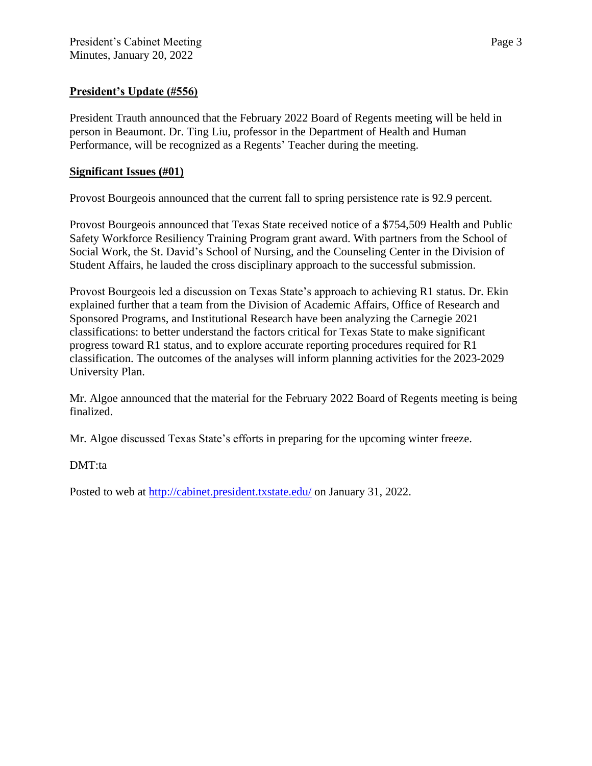**President's Update (#556)**

President Trauth announced that the February 2022 Board of Regents meeting will be held in person in Beaumont. Dr. Ting Liu, professor in the Department of Health and Human Performance, will be recognized as a Regents' Teacher during the meeting.

**Significant Issues (#01)**

Provost Bourgeois announced that the current fall to spring persistence rate is 92.9 percent.

Provost Bourgeois announced that Texas State received notice of a $754,509 Health and Public Safety Workforce Resiliency Training Program grant award. With partners from the School of Social Work, the St. David's School of Nursing, and the Counseling Center in the Division of Student Affairs, he lauded the cross disciplinary approach to the successful submission.

Provost Bourgeois led a discussion on Texas State's approach to achieving R1 status. Dr. Ekin explained further that a team from the Division of Academic Affairs, Office of Research and Sponsored Programs, and Institutional Research have been analyzing the Carnegie 2021 classifications: to better understand the factors critical for Texas State to make significant progress toward R1 status, and to explore accurate reporting procedures required for R1 classification. The outcomes of the analyses will inform planning activities for the 2023-2029 University Plan.

Mr. Algoe announced that the material for the February 2022 Board of Regents meeting is being finalized.

Mr. Algoe discussed Texas State's efforts in preparing for the upcoming winter freeze.

DMT:ta

Posted to web at http://cabinet.president.txstate.edu/ on January 31, 2022.